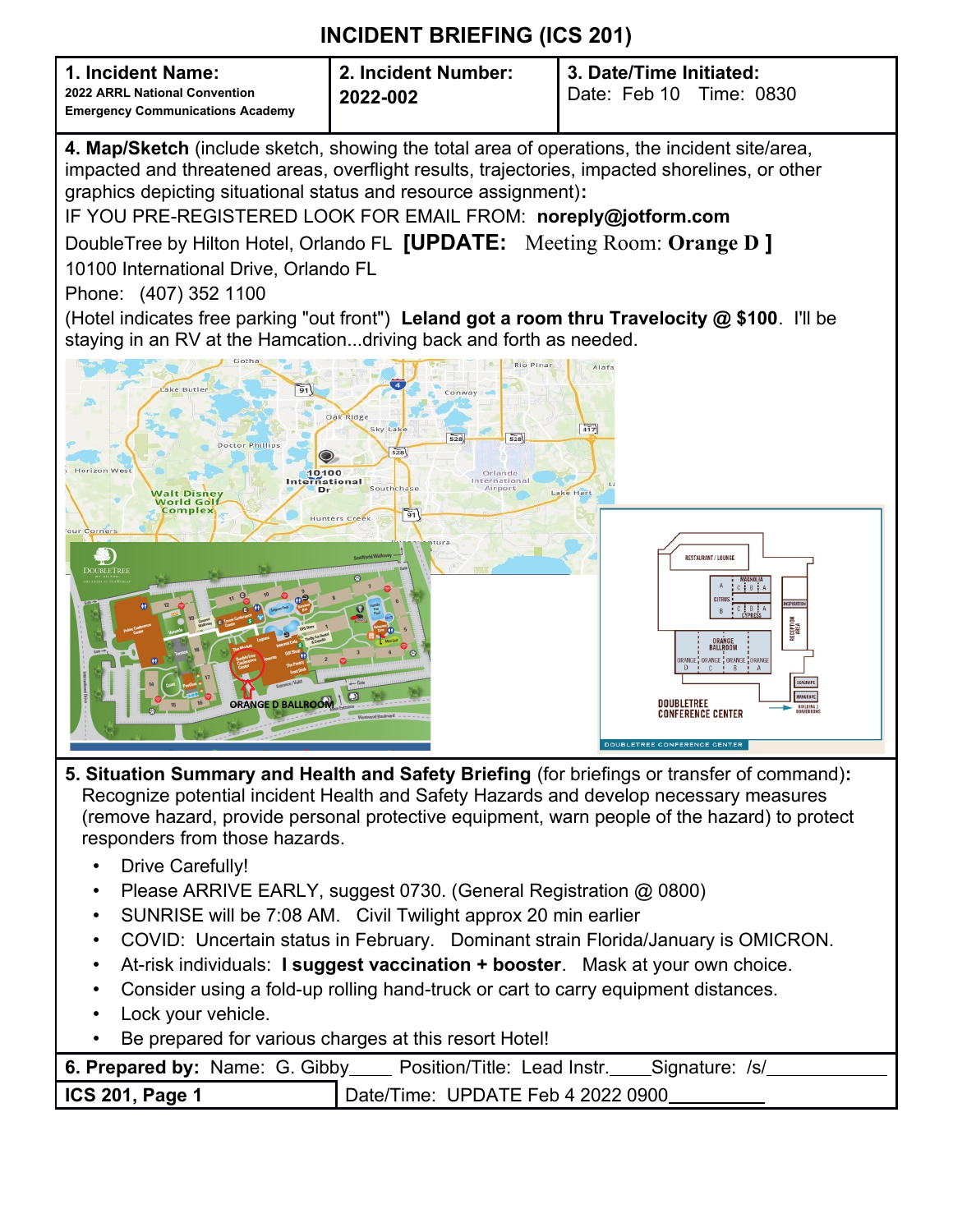# INCIDENT BRIEFING (ICS 201)

| 1. Incident Name: | 2. Incident Number: | 3. Date/Time Initiated: |
|---|---|---|
| 2022 ARRL National Convention Emergency Communications Academy | 2022-002 | Date: Feb 10 Time: 0830 |

**4. Map/Sketch** (include sketch, showing the total area of operations, the incident site/area, impacted and threatened areas, overflight results, trajectories, impacted shorelines, or other graphics depicting situational status and resource assignment)**:**

IF YOU PRE-REGISTERED LOOK FOR EMAIL FROM: **noreply@jotform.com**

DoubleTree by Hilton Hotel, Orlando FL **[UPDATE:** Meeting Room: **Orange D ]**

10100 International Drive, Orlando FL

Phone: (407) 352 1100

(Hotel indicates free parking "out front") **Leland got a room thru Travelocity @ $100**. I'll be staying in an RV at the Hamcation...driving back and forth as needed.

**5. Situation Summary and Health and Safety Briefing** (for briefings or transfer of command)**:** Recognize potential incident Health and Safety Hazards and develop necessary measures (remove hazard, provide personal protective equipment, warn people of the hazard) to protect responders from those hazards.

- Drive Carefully!
- Please ARRIVE EARLY, suggest 0730. (General Registration @ 0800)
- SUNRISE will be 7:08 AM. Civil Twilight approx 20 min earlier
- COVID: Uncertain status in February. Dominant strain Florida/January is OMICRON.
- At-risk individuals: **I suggest vaccination + booster**. Mask at your own choice.
- Consider using a fold-up rolling hand-truck or cart to carry equipment distances.
- Lock your vehicle.
- Be prepared for various charges at this resort Hotel!

| **6. Prepared by:** Name: G. Gibby | Position/Title: Lead Instr. | Signature: /s/ |
|---|---|---|
| **ICS 201, Page 1** | Date/Time: UPDATE Feb 4 2022 0900 | |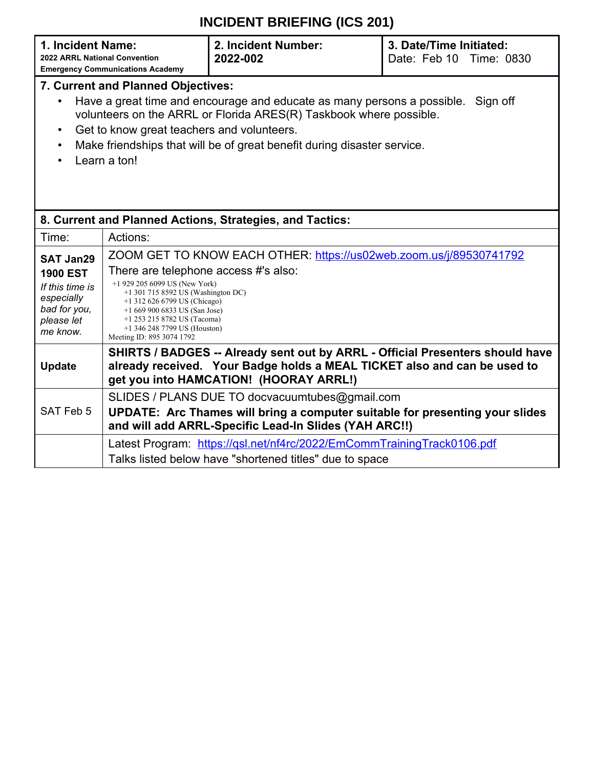# INCIDENT BRIEFING (ICS 201)

| **1. Incident Name:** **2022 ARRL National Convention Emergency Communications Academy** | **2. Incident Number:** **2022-002** | **3. Date/Time Initiated:** Date: Feb 10 Time: 0830 |
|---|---|---|

**7. Current and Planned Objectives:**

- Have a great time and encourage and educate as many persons a possible. Sign off volunteers on the ARRL or Florida ARES(R) Taskbook where possible.
- Get to know great teachers and volunteers.
- Make friendships that will be of great benefit during disaster service.
- Learn a ton!

**8. Current and Planned Actions, Strategies, and Tactics:**

| Time: | Actions: |
|---|---|
| **SAT Jan29 1900 EST** *If this time is especially bad for you, please let me know.* | ZOOM GET TO KNOW EACH OTHER: https://us02web.zoom.us/j/89530741792 There are telephone access #'s also: +1 929 205 6099 US (New York) +1 301 715 8592 US (Washington DC) +1 312 626 6799 US (Chicago) +1 669 900 6833 US (San Jose) +1 253 215 8782 US (Tacoma) +1 346 248 7799 US (Houston) Meeting ID: 895 3074 1792 |
| **Update** | **SHIRTS / BADGES -- Already sent out by ARRL - Official Presenters should have already received. Your Badge holds a MEAL TICKET also and can be used to get you into HAMCATION! (HOORAY ARRL!)** |
| SAT Feb 5 | SLIDES / PLANS DUE TO docvacuumtubes@gmail.com **UPDATE: Arc Thames will bring a computer suitable for presenting your slides and will add ARRL-Specific Lead-In Slides (YAH ARC!!)** |
| | Latest Program: https://qsl.net/nf4rc/2022/EmCommTrainingTrack0106.pdf Talks listed below have "shortened titles" due to space |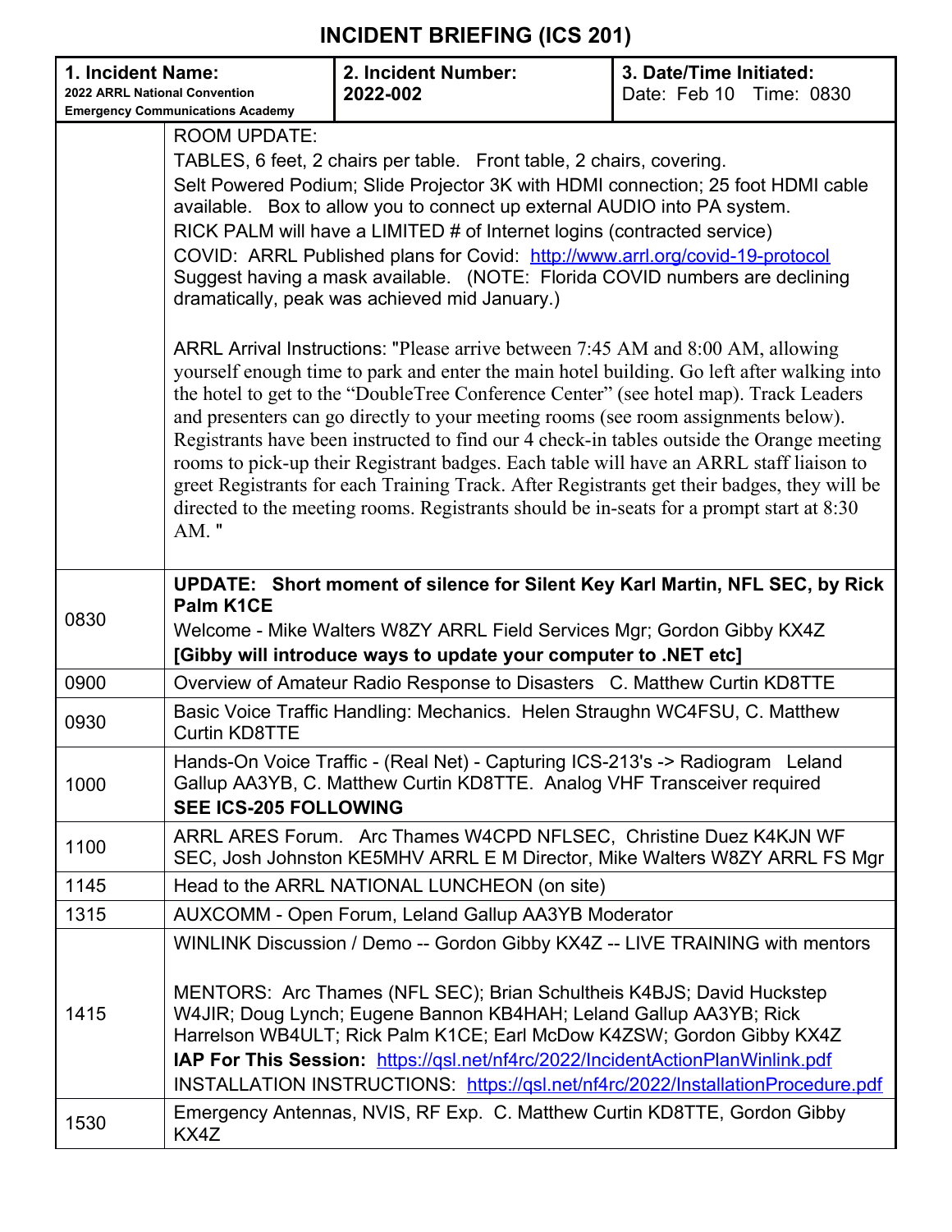# INCIDENT BRIEFING (ICS 201)

| **1. Incident Name:** **2022 ARRL National Convention Emergency Communications Academy** | **2. Incident Number: 2022-002** | **3. Date/Time Initiated:** Date: Feb 10 Time: 0830 |
|---|---|---|

| Time | Item |
|---|---|
| | ROOM UPDATE:<br>TABLES, 6 feet, 2 chairs per table. Front table, 2 chairs, covering.<br>Selt Powered Podium; Slide Projector 3K with HDMI connection; 25 foot HDMI cable available. Box to allow you to connect up external AUDIO into PA system.<br>RICK PALM will have a LIMITED # of Internet logins (contracted service)<br>COVID: ARRL Published plans for Covid: [http://www.arrl.org/covid-19-protocol](http://www.arrl.org/covid-19-protocol)<br>Suggest having a mask available. (NOTE: Florida COVID numbers are declining dramatically, peak was achieved mid January.)<br><br>ARRL Arrival Instructions: "Please arrive between 7:45 AM and 8:00 AM, allowing yourself enough time to park and enter the main hotel building. Go left after walking into the hotel to get to the "DoubleTree Conference Center" (see hotel map). Track Leaders and presenters can go directly to your meeting rooms (see room assignments below). Registrants have been instructed to find our 4 check-in tables outside the Orange meeting rooms to pick-up their Registrant badges. Each table will have an ARRL staff liaison to greet Registrants for each Training Track. After Registrants get their badges, they will be directed to the meeting rooms. Registrants should be in-seats for a prompt start at 8:30 AM. " |
| 0830 | **UPDATE: Short moment of silence for Silent Key Karl Martin, NFL SEC, by Rick Palm K1CE**<br>Welcome - Mike Walters W8ZY ARRL Field Services Mgr; Gordon Gibby KX4Z<br>**[Gibby will introduce ways to update your computer to .NET etc]** |
| 0900 | Overview of Amateur Radio Response to Disasters C. Matthew Curtin KD8TTE |
| 0930 | Basic Voice Traffic Handling: Mechanics. Helen Straughn WC4FSU, C. Matthew Curtin KD8TTE |
| 1000 | Hands-On Voice Traffic - (Real Net) - Capturing ICS-213's -> Radiogram Leland Gallup AA3YB, C. Matthew Curtin KD8TTE. Analog VHF Transceiver required<br>**SEE ICS-205 FOLLOWING** |
| 1100 | ARRL ARES Forum. Arc Thames W4CPD NFLSEC, Christine Duez K4KJN WF SEC, Josh Johnston KE5MHV ARRL E M Director, Mike Walters W8ZY ARRL FS Mgr |
| 1145 | Head to the ARRL NATIONAL LUNCHEON (on site) |
| 1315 | AUXCOMM - Open Forum, Leland Gallup AA3YB Moderator |
| 1415 | WINLINK Discussion / Demo -- Gordon Gibby KX4Z -- LIVE TRAINING with mentors<br><br>MENTORS: Arc Thames (NFL SEC); Brian Schultheis K4BJS; David Huckstep W4JIR; Doug Lynch; Eugene Bannon KB4HAH; Leland Gallup AA3YB; Rick Harrelson WB4ULT; Rick Palm K1CE; Earl McDow K4ZSW; Gordon Gibby KX4Z<br>**IAP For This Session:** [https://qsl.net/nf4rc/2022/IncidentActionPlanWinlink.pdf](https://qsl.net/nf4rc/2022/IncidentActionPlanWinlink.pdf)<br>INSTALLATION INSTRUCTIONS: [https://qsl.net/nf4rc/2022/InstallationProcedure.pdf](https://qsl.net/nf4rc/2022/InstallationProcedure.pdf) |
| 1530 | Emergency Antennas, NVIS, RF Exp. C. Matthew Curtin KD8TTE, Gordon Gibby KX4Z |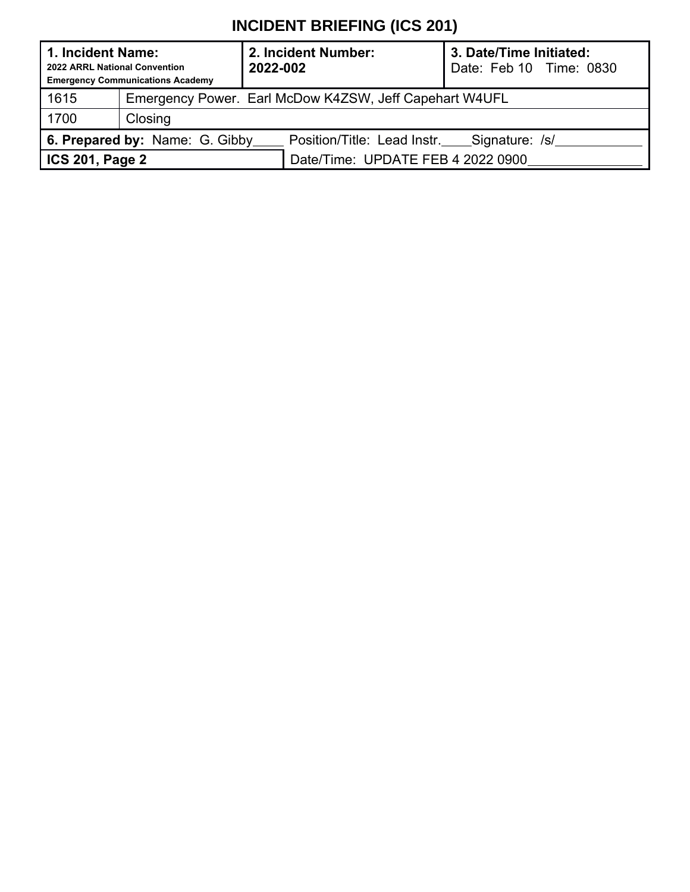# INCIDENT BRIEFING (ICS 201)

| 1. Incident Name: 2022 ARRL National Convention Emergency Communications Academy | 2. Incident Number: 2022-002 | 3. Date/Time Initiated: Date: Feb 10 Time: 0830 |
|---|---|---|

| | |
|---|---|
| 1615 | Emergency Power. Earl McDow K4ZSW, Jeff Capehart W4UFL |
| 1700 | Closing |

| | |
|---|---|
| **6. Prepared by:** Name: G. Gibby Position/Title: Lead Instr. Signature: /s/ | |
| **ICS 201, Page 2** | Date/Time: UPDATE FEB 4 2022 0900 |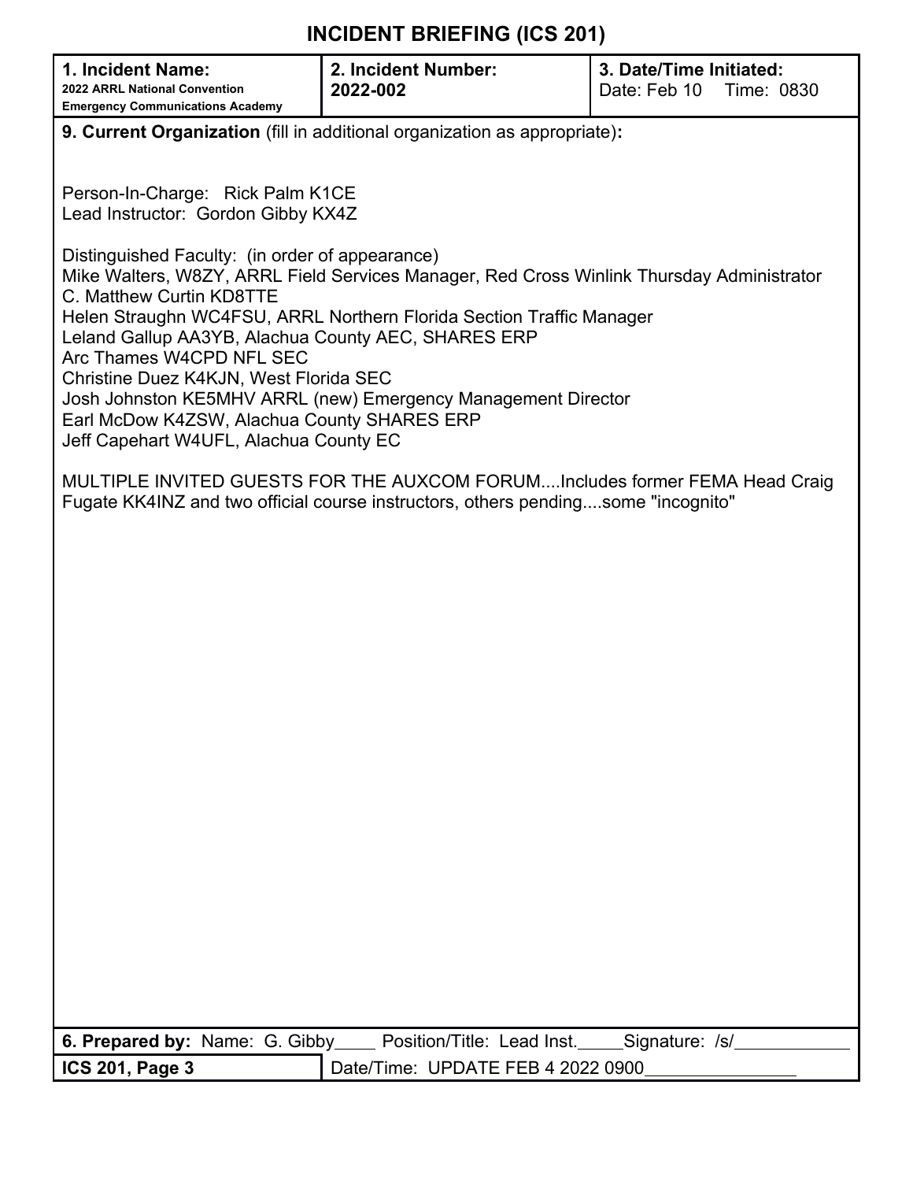# INCIDENT BRIEFING (ICS 201)

| **1. Incident Name:** **2022 ARRL National Convention Emergency Communications Academy** | **2. Incident Number:** **2022-002** | **3. Date/Time Initiated:** Date: Feb 10 Time: 0830 |
|---|---|---|

**9. Current Organization** (fill in additional organization as appropriate)**:**

Person-In-Charge: Rick Palm K1CE
Lead Instructor: Gordon Gibby KX4Z

Distinguished Faculty: (in order of appearance)
Mike Walters, W8ZY, ARRL Field Services Manager, Red Cross Winlink Thursday Administrator
C. Matthew Curtin KD8TTE
Helen Straughn WC4FSU, ARRL Northern Florida Section Traffic Manager
Leland Gallup AA3YB, Alachua County AEC, SHARES ERP
Arc Thames W4CPD NFL SEC
Christine Duez K4KJN, West Florida SEC
Josh Johnston KE5MHV ARRL (new) Emergency Management Director
Earl McDow K4ZSW, Alachua County SHARES ERP
Jeff Capehart W4UFL, Alachua County EC

MULTIPLE INVITED GUESTS FOR THE AUXCOM FORUM....Includes former FEMA Head Craig Fugate KK4INZ and two official course instructors, others pending....some "incognito"

| **6. Prepared by:** Name: G. Gibby | Position/Title: Lead Inst. | Signature: /s/ |
|---|---|---|
| **ICS 201, Page 3** | Date/Time: UPDATE FEB 4 2022 0900 | |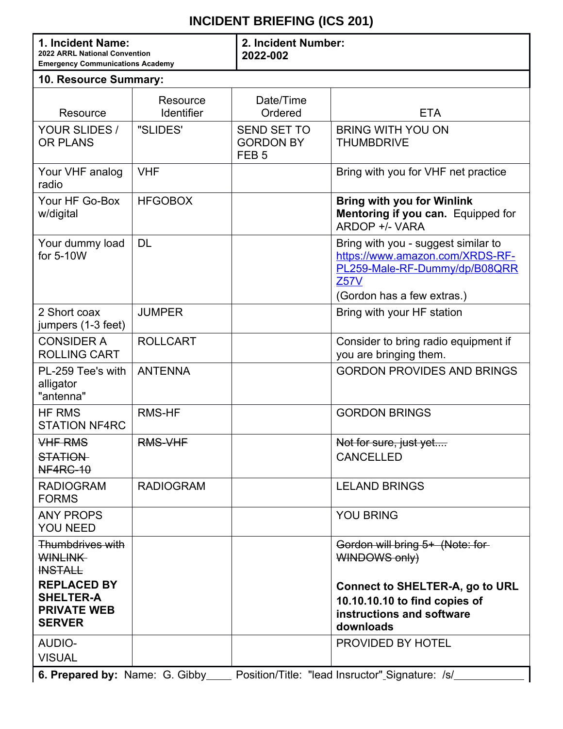# INCIDENT BRIEFING (ICS 201)

| **1. Incident Name:** 2022 ARRL National Convention Emergency Communications Academy | **2. Incident Number:** 2022-002 |
|---|---|

**10. Resource Summary:**

| Resource | Resource Identifier | Date/Time Ordered | ETA |
|---|---|---|---|
| YOUR SLIDES / OR PLANS | "SLIDES' | SEND SET TO GORDON BY FEB 5 | BRING WITH YOU ON THUMBDRIVE |
| Your VHF analog radio | VHF | | Bring with you for VHF net practice |
| Your HF Go-Box w/digital | HFGOBOX | | **Bring with you for Winlink Mentoring if you can.** Equipped for ARDOP +/- VARA |
| Your dummy load for 5-10W | DL | | Bring with you - suggest similar to [https://www.amazon.com/XRDS-RF-PL259-Male-RF-Dummy/dp/B08QRRZ57V](https://www.amazon.com/XRDS-RF-PL259-Male-RF-Dummy/dp/B08QRRZ57V) (Gordon has a few extras.) |
| 2 Short coax jumpers (1-3 feet) | JUMPER | | Bring with your HF station |
| CONSIDER A ROLLING CART | ROLLCART | | Consider to bring radio equipment if you are bringing them. |
| PL-259 Tee's with alligator "antenna" | ANTENNA | | GORDON PROVIDES AND BRINGS |
| HF RMS STATION NF4RC | RMS-HF | | GORDON BRINGS |
| ~~VHF RMS STATION NF4RC-10~~ | ~~RMS-VHF~~ | | ~~Not for sure, just yet....~~ CANCELLED |
| RADIOGRAM FORMS | RADIOGRAM | | LELAND BRINGS |
| ANY PROPS YOU NEED | | | YOU BRING |
| ~~Thumbdrives with WINLINK INSTALL~~ **REPLACED BY SHELTER-A PRIVATE WEB SERVER** | | | ~~Gordon will bring 5+ (Note: for WINDOWS only)~~ **Connect to SHELTER-A, go to URL 10.10.10.10 to find copies of instructions and software downloads** |
| AUDIO-VISUAL | | | PROVIDED BY HOTEL |

**6. Prepared by:** Name: G. Gibby Position/Title: "lead Insructor" Signature: /s/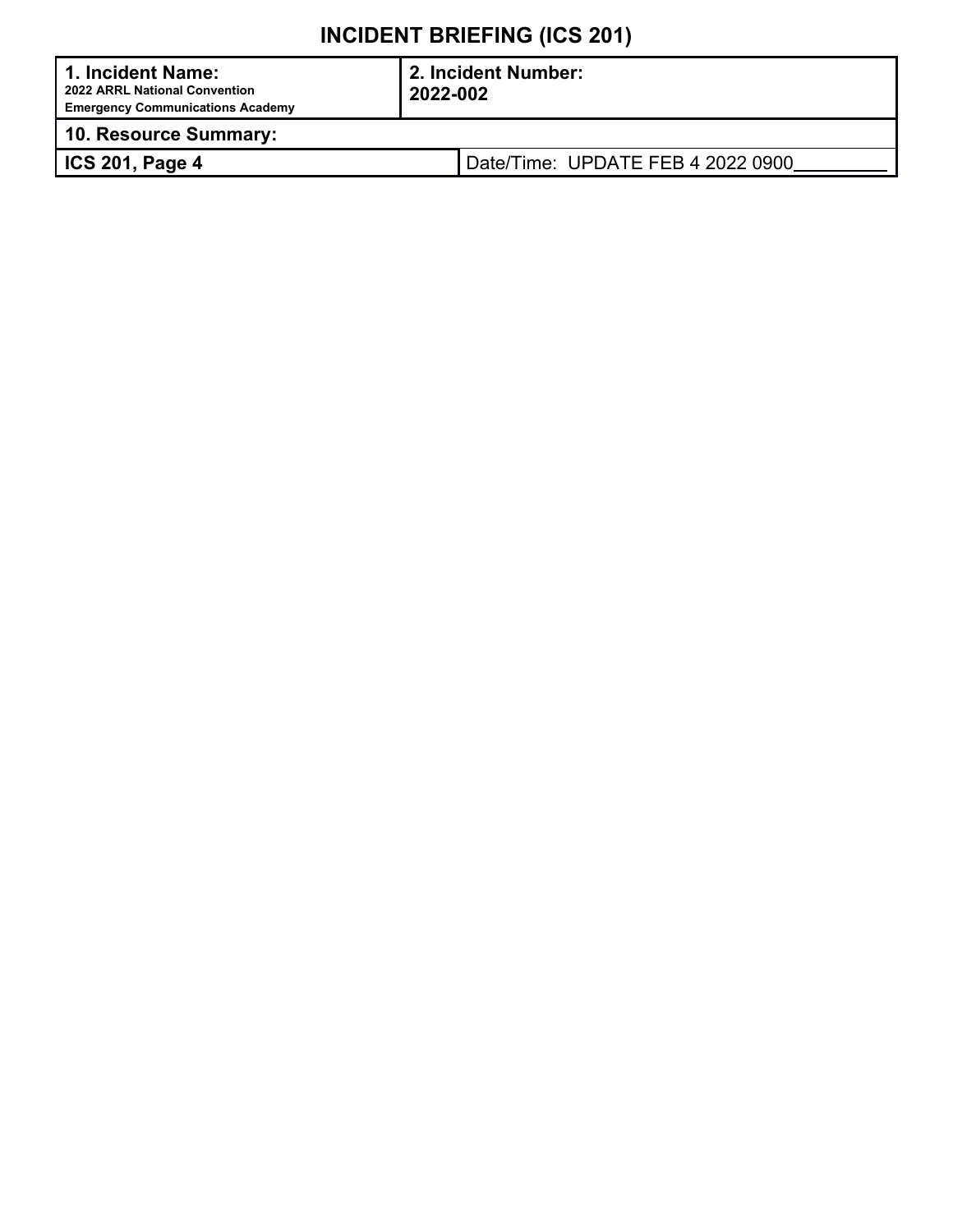# INCIDENT BRIEFING (ICS 201)

| **1. Incident Name:**<br>**2022 ARRL National Convention**<br>**Emergency Communications Academy** | **2. Incident Number:**<br>**2022-002** |
|---|---|
| **10. Resource Summary:** | |
| **ICS 201, Page 4** | Date/Time: UPDATE FEB 4 2022 0900 |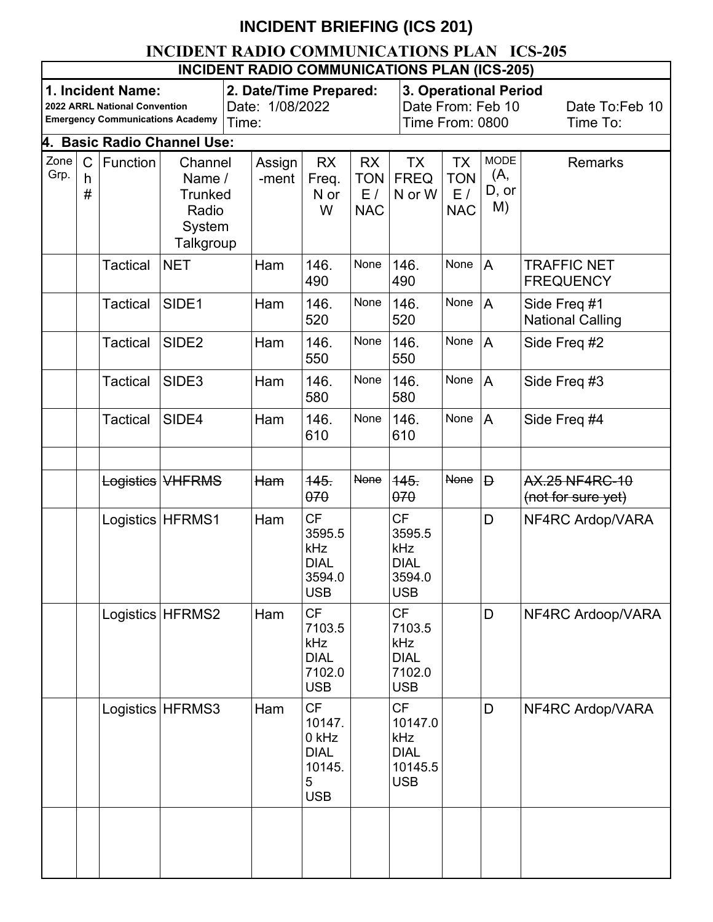# INCIDENT BRIEFING (ICS 201)

## INCIDENT RADIO COMMUNICATIONS PLAN ICS-205

| **INCIDENT RADIO COMMUNICATIONS PLAN (ICS-205)** | | |
|---|---|---|
| **1. Incident Name:** **2022 ARRL National Convention Emergency Communications Academy** | **2. Date/Time Prepared:** Date: 1/08/2022 Time: | **3. Operational Period** Date From: Feb 10 Date To: Feb 10 Time From: 0800 Time To: |

**4. Basic Radio Channel Use:**

| Zone Grp. | Ch # | Function | Channel Name / Trunked Radio System Talkgroup | Assign-ment | RX Freq. N or W | RX TONE / NAC | TX FREQ N or W | TX TONE / NAC | MODE (A, D, or M) | Remarks |
|---|---|---|---|---|---|---|---|---|---|---|
| | | Tactical | NET | Ham | 146.490 | None | 146.490 | None | A | TRAFFIC NET FREQUENCY |
| | | Tactical | SIDE1 | Ham | 146.520 | None | 146.520 | None | A | Side Freq #1 National Calling |
| | | Tactical | SIDE2 | Ham | 146.550 | None | 146.550 | None | A | Side Freq #2 |
| | | Tactical | SIDE3 | Ham | 146.580 | None | 146.580 | None | A | Side Freq #3 |
| | | Tactical | SIDE4 | Ham | 146.610 | None | 146.610 | None | A | Side Freq #4 |
| | | | | | | | | | | |
| | | ~~Logistics~~ | ~~VHFRMS~~ | ~~Ham~~ | ~~145.070~~ | ~~None~~ | ~~145.070~~ | ~~None~~ | ~~D~~ | ~~AX.25 NF4RC-10 (not for sure yet)~~ |
| | | Logistics | HFRMS1 | Ham | CF 3595.5 kHz DIAL 3594.0 USB | | CF 3595.5 kHz DIAL 3594.0 USB | | D | NF4RC Ardop/VARA |
| | | Logistics | HFRMS2 | Ham | CF 7103.5 kHz DIAL 7102.0 USB | | CF 7103.5 kHz DIAL 7102.0 USB | | D | NF4RC Ardoop/VARA |
| | | Logistics | HFRMS3 | Ham | CF 10147.0 kHz DIAL 10145.5 USB | | CF 10147.0 kHz DIAL 10145.5 USB | | D | NF4RC Ardop/VARA |
| | | | | | | | | | | |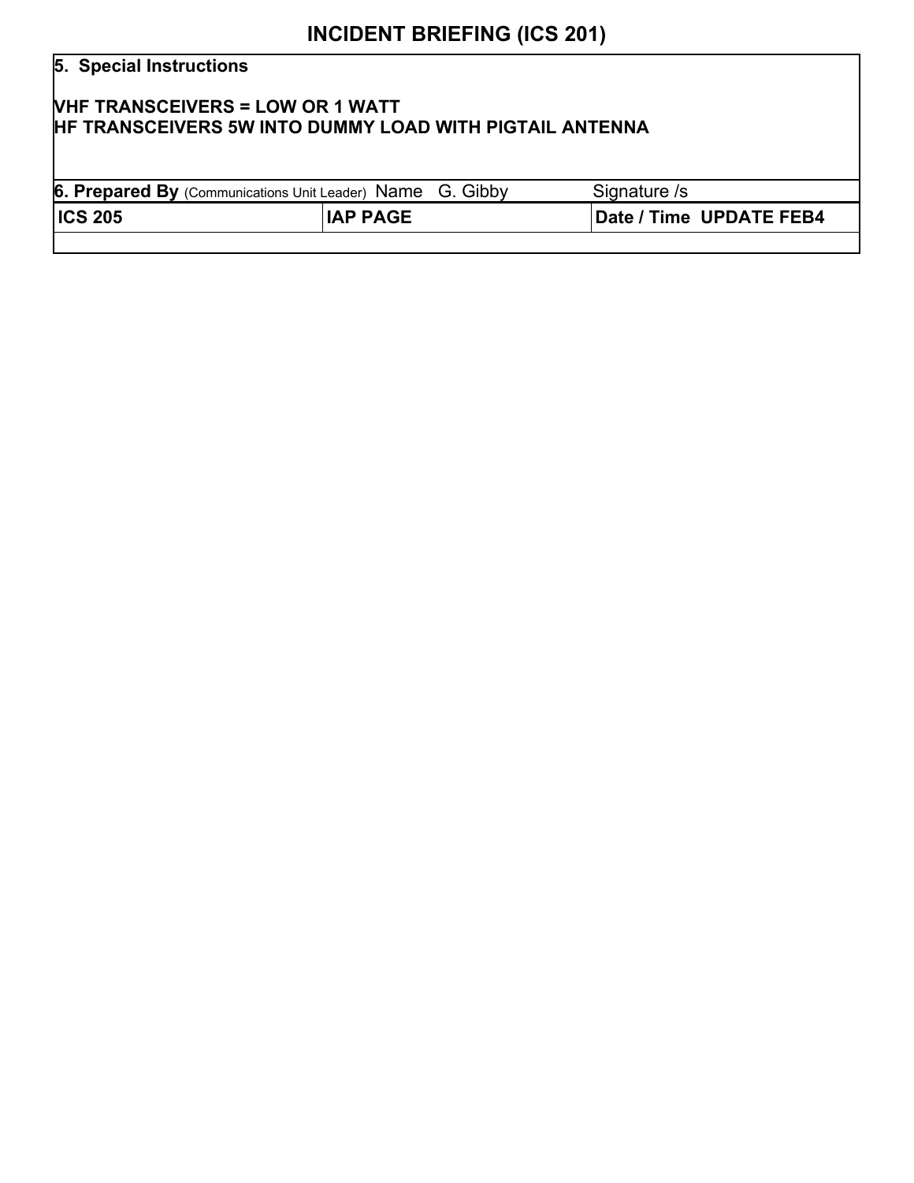# INCIDENT BRIEFING (ICS 201)

**5. Special Instructions**

**VHF TRANSCEIVERS = LOW OR 1 WATT**
**HF TRANSCEIVERS 5W INTO DUMMY LOAD WITH PIGTAIL ANTENNA**

| **6. Prepared By** (Communications Unit Leader) Name G. Gibby | | Signature /s |
|---|---|---|
| **ICS 205** | **IAP PAGE** | **Date / Time UPDATE FEB4** |
| | | |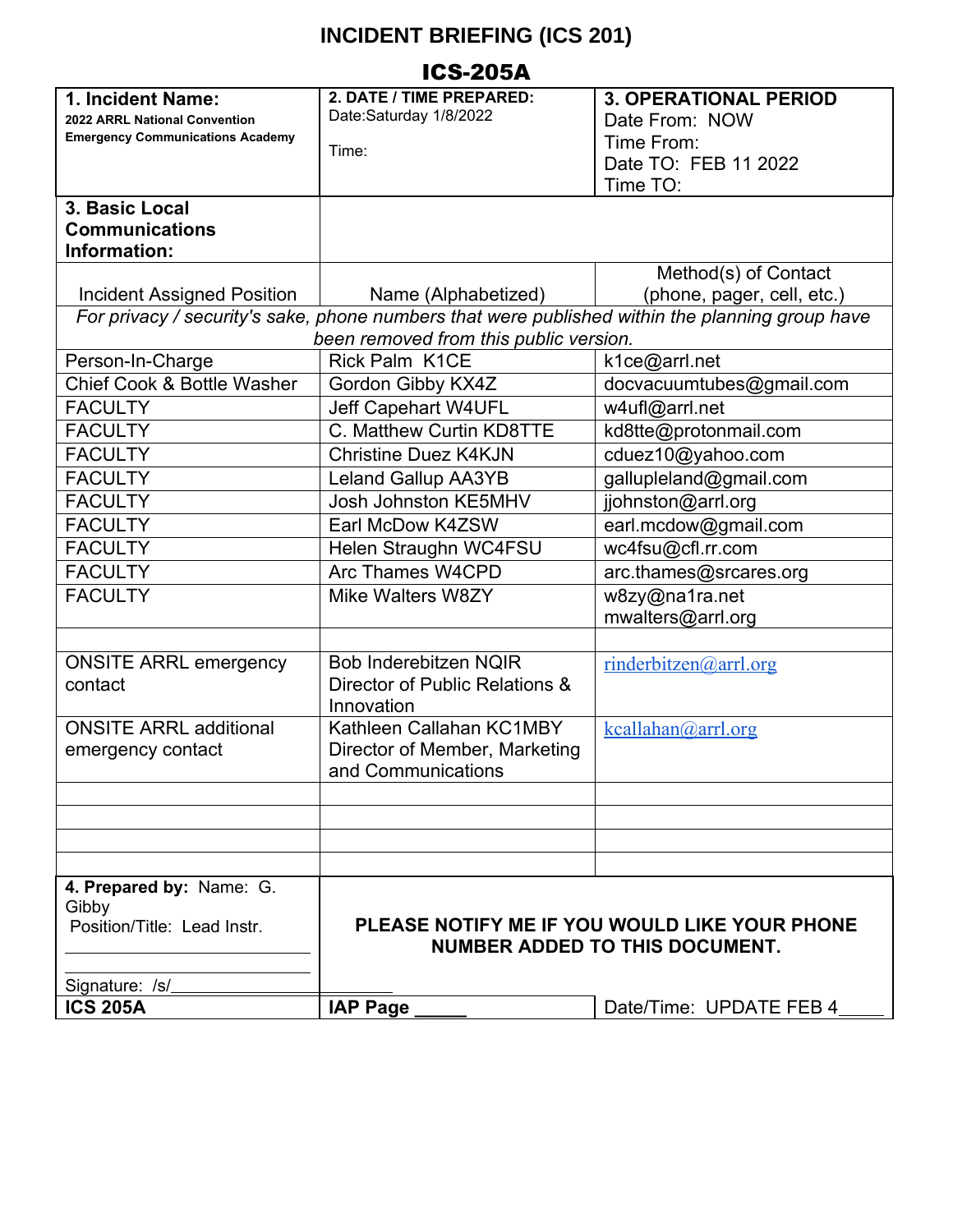# INCIDENT BRIEFING (ICS 201)

## ICS-205A

| **1. Incident Name:** 2022 ARRL National Convention Emergency Communications Academy | **2. DATE / TIME PREPARED:** Date:Saturday 1/8/2022<br><br>Time: | **3. OPERATIONAL PERIOD** Date From: NOW<br>Time From:<br>Date TO: FEB 11 2022<br>Time TO: |
|---|---|---|
| **3. Basic Local Communications Information:** | | |
| Incident Assigned Position | Name (Alphabetized) | Method(s) of Contact (phone, pager, cell, etc.) |
| *For privacy / security's sake, phone numbers that were published within the planning group have been removed from this public version.* | | |
| Person-In-Charge | Rick Palm K1CE | k1ce@arrl.net |
| Chief Cook & Bottle Washer | Gordon Gibby KX4Z | docvacuumtubes@gmail.com |
| FACULTY | Jeff Capehart W4UFL | w4ufl@arrl.net |
| FACULTY | C. Matthew Curtin KD8TTE | kd8tte@protonmail.com |
| FACULTY | Christine Duez K4KJN | cduez10@yahoo.com |
| FACULTY | Leland Gallup AA3YB | galllupleland@gmail.com |
| FACULTY | Josh Johnston KE5MHV | jjohnston@arrl.org |
| FACULTY | Earl McDow K4ZSW | earl.mcdow@gmail.com |
| FACULTY | Helen Straughn WC4FSU | wc4fsu@cfl.rr.com |
| FACULTY | Arc Thames W4CPD | arc.thames@srcares.org |
| FACULTY | Mike Walters W8ZY | w8zy@na1ra.net<br>mwalters@arrl.org |
| | | |
| ONSITE ARRL emergency contact | Bob Inderebitzen NQIR Director of Public Relations & Innovation | rinderbitzen@arrl.org |
| ONSITE ARRL additional emergency contact | Kathleen Callahan KC1MBY Director of Member, Marketing and Communications | kcallahan@arrl.org |
| | | |
| | | |
| | | |
| | | |
| **4. Prepared by:** Name: G. Gibby<br>Position/Title: Lead Instr.<br><br>Signature: /s/_____ | **PLEASE NOTIFY ME IF YOU WOULD LIKE YOUR PHONE NUMBER ADDED TO THIS DOCUMENT.** | |
| **ICS 205A** | **IAP Page _____** | Date/Time: UPDATE FEB 4_____ |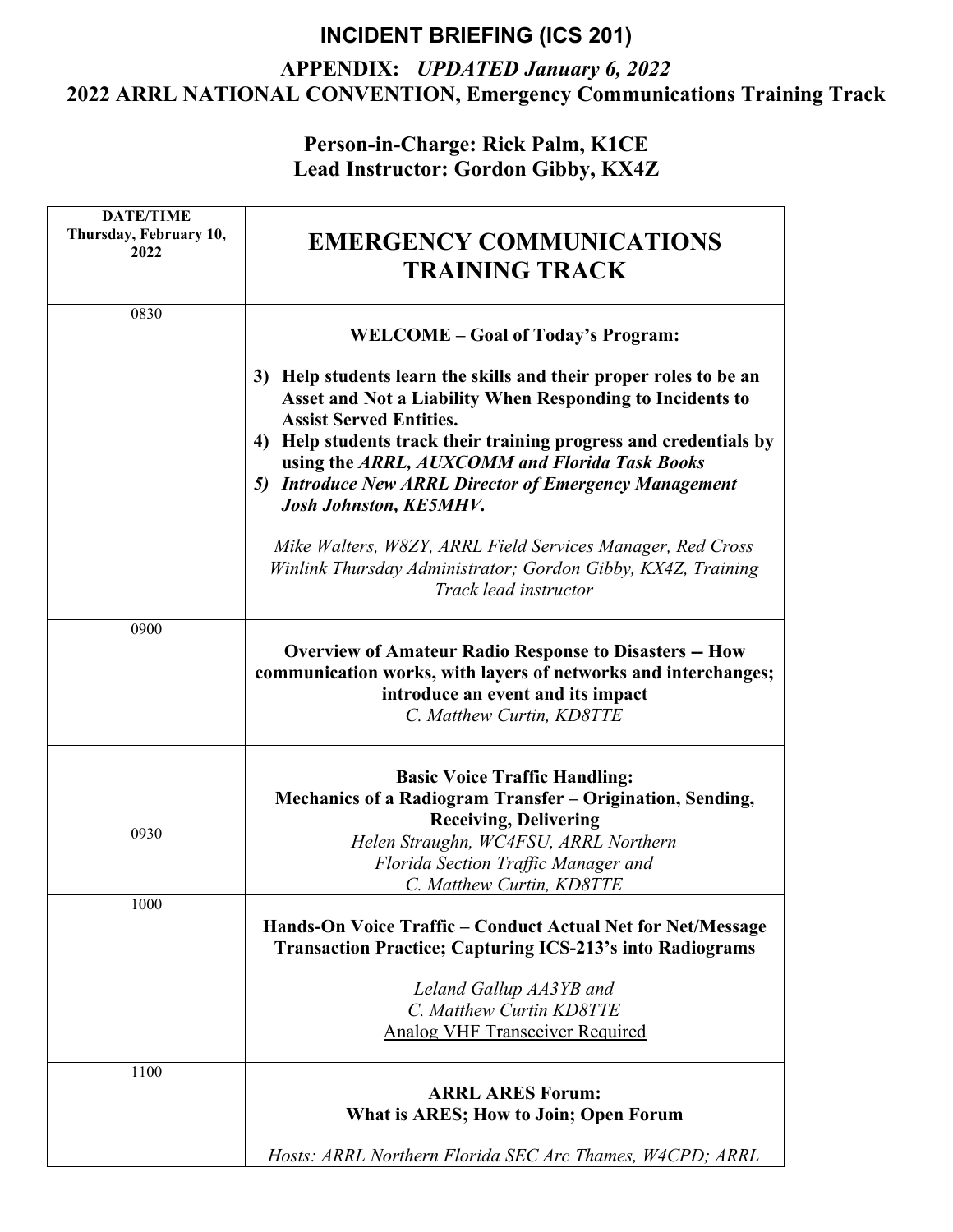# INCIDENT BRIEFING (ICS 201)

## APPENDIX: *UPDATED January 6, 2022*

## 2022 ARRL NATIONAL CONVENTION, Emergency Communications Training Track

**Person-in-Charge: Rick Palm, K1CE**
**Lead Instructor: Gordon Gibby, KX4Z**

| DATE/TIME Thursday, February 10, 2022 | EMERGENCY COMMUNICATIONS TRAINING TRACK |
|---|---|
| 0830 | **WELCOME – Goal of Today's Program:**<br><br>**3) Help students learn the skills and their proper roles to be an Asset and Not a Liability When Responding to Incidents to Assist Served Entities.**<br>**4) Help students track their training progress and credentials by using the *ARRL, AUXCOMM and Florida Task Books***<br>***5) Introduce New ARRL Director of Emergency Management Josh Johnston, KE5MHV.***<br><br>*Mike Walters, W8ZY, ARRL Field Services Manager, Red Cross Winlink Thursday Administrator; Gordon Gibby, KX4Z, Training Track lead instructor* |
| 0900 | **Overview of Amateur Radio Response to Disasters -- How communication works, with layers of networks and interchanges; introduce an event and its impact**<br>*C. Matthew Curtin, KD8TTE* |
| 0930 | **Basic Voice Traffic Handling:**<br>**Mechanics of a Radiogram Transfer – Origination, Sending, Receiving, Delivering**<br>*Helen Straughn, WC4FSU, ARRL Northern Florida Section Traffic Manager and C. Matthew Curtin, KD8TTE* |
| 1000 | **Hands-On Voice Traffic – Conduct Actual Net for Net/Message Transaction Practice; Capturing ICS-213's into Radiograms**<br><br>*Leland Gallup AA3YB and C. Matthew Curtin KD8TTE*<br>Analog VHF Transceiver Required |
| 1100 | **ARRL ARES Forum:**<br>**What is ARES; How to Join; Open Forum**<br><br>*Hosts: ARRL Northern Florida SEC Arc Thames, W4CPD; ARRL* |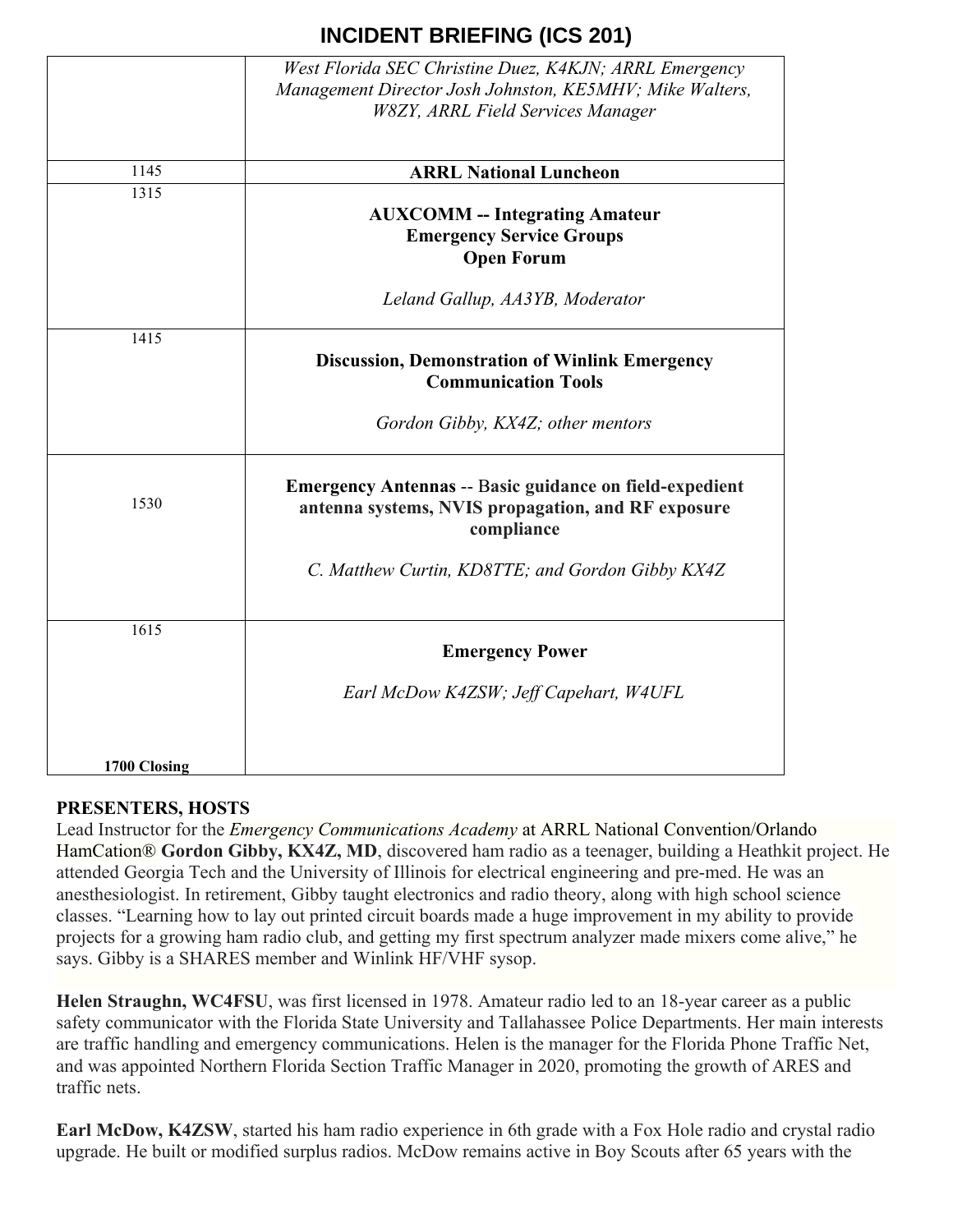# INCIDENT BRIEFING (ICS 201)

| | |
|---|---|
| | *West Florida SEC Christine Duez, K4KJN; ARRL Emergency Management Director Josh Johnston, KE5MHV; Mike Walters, W8ZY, ARRL Field Services Manager* |
| 1145 | **ARRL National Luncheon** |
| 1315 | **AUXCOMM -- Integrating Amateur Emergency Service Groups Open Forum**<br><br>*Leland Gallup, AA3YB, Moderator* |
| 1415 | **Discussion, Demonstration of Winlink Emergency Communication Tools**<br><br>*Gordon Gibby, KX4Z; other mentors* |
| 1530 | **Emergency Antennas** -- **Basic guidance on field-expedient antenna systems, NVIS propagation, and RF exposure compliance**<br><br>*C. Matthew Curtin, KD8TTE; and Gordon Gibby KX4Z* |
| 1615 | **Emergency Power**<br><br>*Earl McDow K4ZSW; Jeff Capehart, W4UFL* |
| **1700 Closing** | |

## PRESENTERS, HOSTS

Lead Instructor for the *Emergency Communications Academy* at ARRL National Convention/Orlando HamCation® **Gordon Gibby, KX4Z, MD**, discovered ham radio as a teenager, building a Heathkit project. He attended Georgia Tech and the University of Illinois for electrical engineering and pre-med. He was an anesthesiologist. In retirement, Gibby taught electronics and radio theory, along with high school science classes. "Learning how to lay out printed circuit boards made a huge improvement in my ability to provide projects for a growing ham radio club, and getting my first spectrum analyzer made mixers come alive," he says. Gibby is a SHARES member and Winlink HF/VHF sysop.

**Helen Straughn, WC4FSU**, was first licensed in 1978. Amateur radio led to an 18-year career as a public safety communicator with the Florida State University and Tallahassee Police Departments. Her main interests are traffic handling and emergency communications. Helen is the manager for the Florida Phone Traffic Net, and was appointed Northern Florida Section Traffic Manager in 2020, promoting the growth of ARES and traffic nets.

**Earl McDow, K4ZSW**, started his ham radio experience in 6th grade with a Fox Hole radio and crystal radio upgrade. He built or modified surplus radios. McDow remains active in Boy Scouts after 65 years with the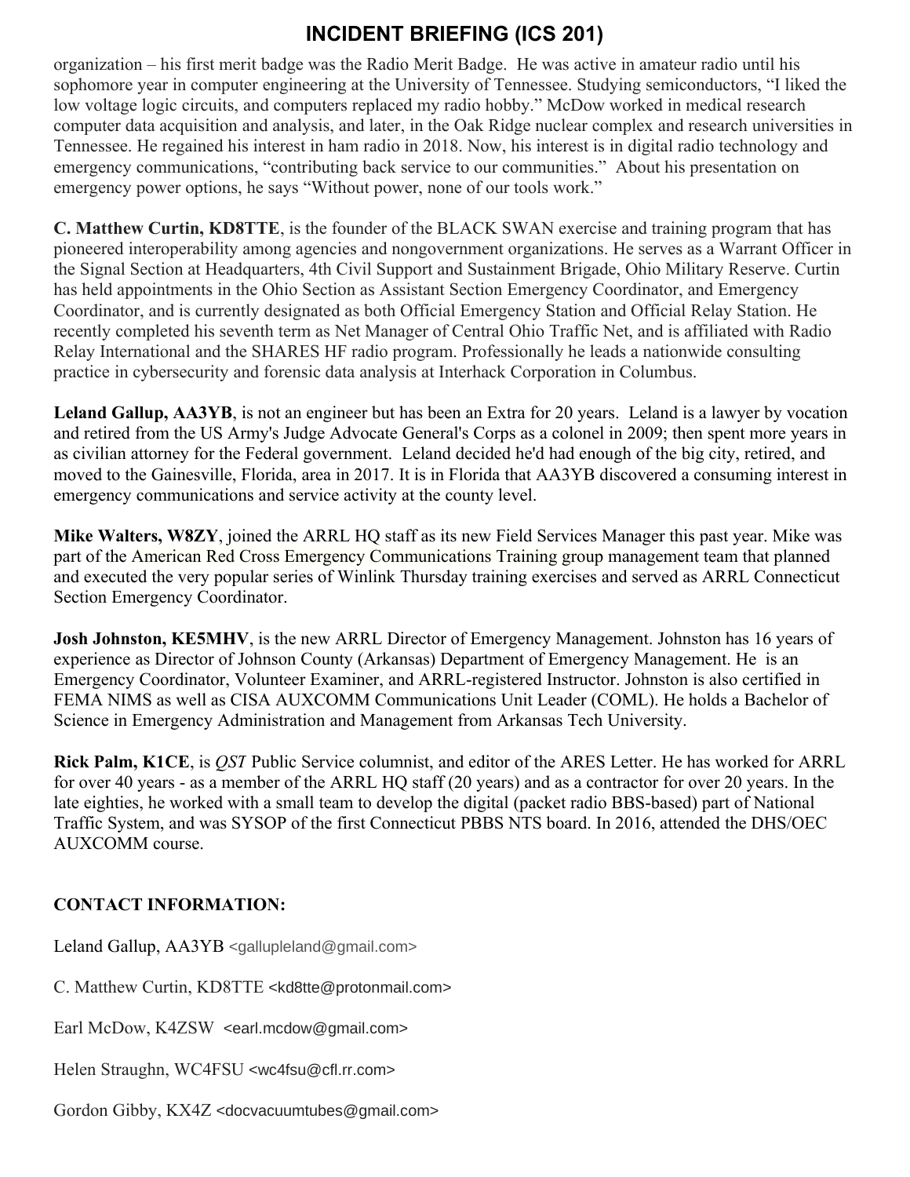organization – his first merit badge was the Radio Merit Badge. He was active in amateur radio until his sophomore year in computer engineering at the University of Tennessee. Studying semiconductors, "I liked the low voltage logic circuits, and computers replaced my radio hobby." McDow worked in medical research computer data acquisition and analysis, and later, in the Oak Ridge nuclear complex and research universities in Tennessee. He regained his interest in ham radio in 2018. Now, his interest is in digital radio technology and emergency communications, "contributing back service to our communities." About his presentation on emergency power options, he says "Without power, none of our tools work."

**C. Matthew Curtin, KD8TTE**, is the founder of the BLACK SWAN exercise and training program that has pioneered interoperability among agencies and nongovernment organizations. He serves as a Warrant Officer in the Signal Section at Headquarters, 4th Civil Support and Sustainment Brigade, Ohio Military Reserve. Curtin has held appointments in the Ohio Section as Assistant Section Emergency Coordinator, and Emergency Coordinator, and is currently designated as both Official Emergency Station and Official Relay Station. He recently completed his seventh term as Net Manager of Central Ohio Traffic Net, and is affiliated with Radio Relay International and the SHARES HF radio program. Professionally he leads a nationwide consulting practice in cybersecurity and forensic data analysis at Interhack Corporation in Columbus.

**Leland Gallup, AA3YB**, is not an engineer but has been an Extra for 20 years. Leland is a lawyer by vocation and retired from the US Army's Judge Advocate General's Corps as a colonel in 2009; then spent more years in as civilian attorney for the Federal government. Leland decided he'd had enough of the big city, retired, and moved to the Gainesville, Florida, area in 2017. It is in Florida that AA3YB discovered a consuming interest in emergency communications and service activity at the county level.

**Mike Walters, W8ZY**, joined the ARRL HQ staff as its new Field Services Manager this past year. Mike was part of the American Red Cross Emergency Communications Training group management team that planned and executed the very popular series of Winlink Thursday training exercises and served as ARRL Connecticut Section Emergency Coordinator.

**Josh Johnston, KE5MHV**, is the new ARRL Director of Emergency Management. Johnston has 16 years of experience as Director of Johnson County (Arkansas) Department of Emergency Management. He is an Emergency Coordinator, Volunteer Examiner, and ARRL-registered Instructor. Johnston is also certified in FEMA NIMS as well as CISA AUXCOMM Communications Unit Leader (COML). He holds a Bachelor of Science in Emergency Administration and Management from Arkansas Tech University.

**Rick Palm, K1CE**, is *QST* Public Service columnist, and editor of the ARES Letter. He has worked for ARRL for over 40 years - as a member of the ARRL HQ staff (20 years) and as a contractor for over 20 years. In the late eighties, he worked with a small team to develop the digital (packet radio BBS-based) part of National Traffic System, and was SYSOP of the first Connecticut PBBS NTS board. In 2016, attended the DHS/OEC AUXCOMM course.

**CONTACT INFORMATION:**

Leland Gallup, AA3YB <galluplelandland@gmail.com>

C. Matthew Curtin, KD8TTE <kd8tte@protonmail.com>

Earl McDow, K4ZSW <earl.mcdow@gmail.com>

Helen Straughn, WC4FSU <wc4fsu@cfl.rr.com>

Gordon Gibby, KX4Z <docvacuumtubes@gmail.com>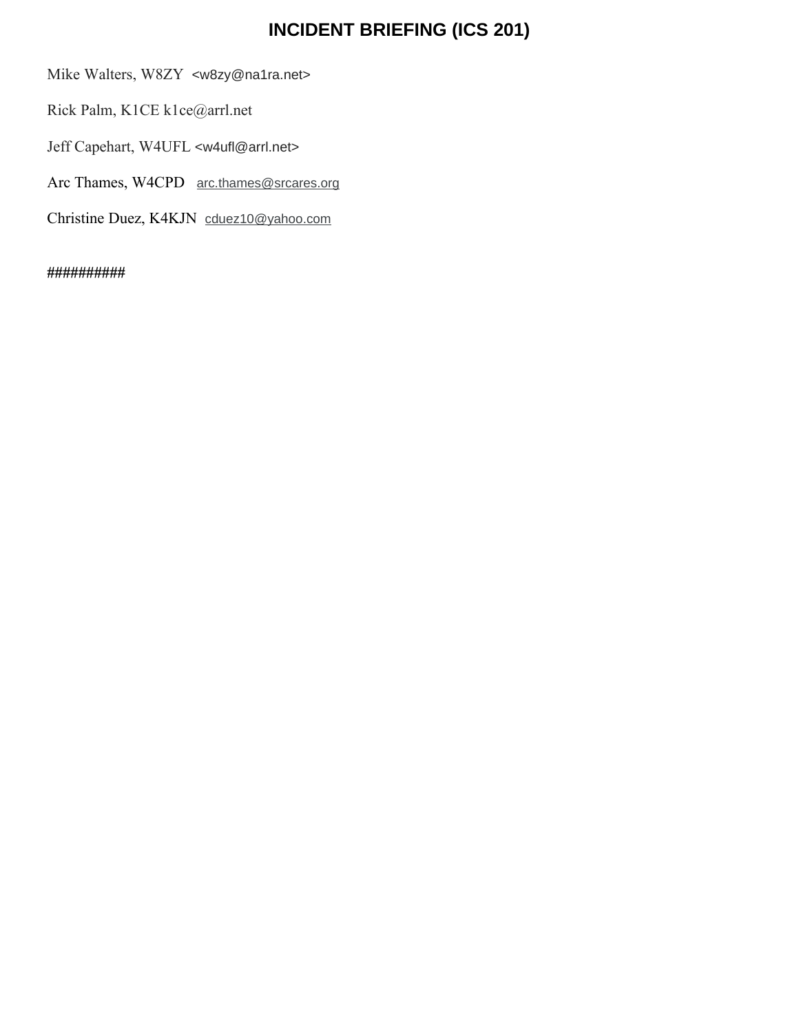Mike Walters, W8ZY <w8zy@na1ra.net>

Rick Palm, K1CE k1ce@arrl.net

Jeff Capehart, W4UFL <w4ufl@arrl.net>

Arc Thames, W4CPD arc.thames@srcares.org

Christine Duez, K4KJN cduez10@yahoo.com

##########